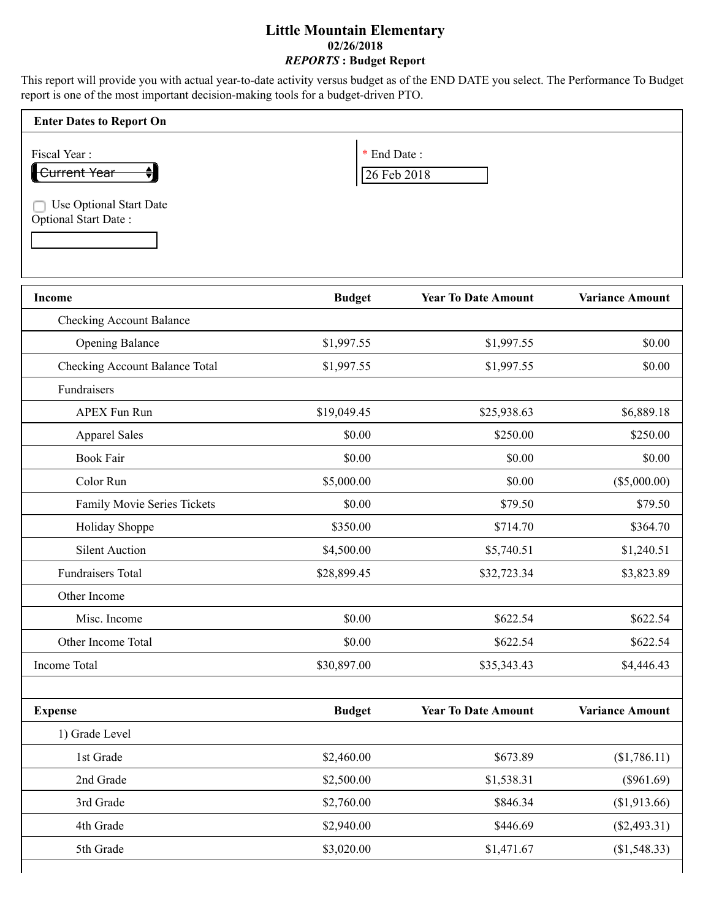# Little Mountain Elementary

**02/26/2018**

***REPORTS* : Budget Report**

This report will provide you with actual year-to-date activity versus budget as of the END DATE you select. The Performance To Budget report is one of the most important decision-making tools for a budget-driven PTO.

**Enter Dates to Report On**

Fiscal Year : Current Year

\* End Date : 26 Feb 2018

☐ Use Optional Start Date

Optional Start Date :

| Income | Budget | Year To Date Amount | Variance Amount |
|---|---|---|---|
| Checking Account Balance | | | |
| Opening Balance | $1,997.55 | $1,997.55 | $0.00 |
| Checking Account Balance Total | $1,997.55 | $1,997.55 | $0.00 |
| Fundraisers | | | |
| APEX Fun Run | $19,049.45 | $25,938.63 | $6,889.18 |
| Apparel Sales | $0.00 | $250.00 | $250.00 |
| Book Fair | $0.00 | $0.00 | $0.00 |
| Color Run | $5,000.00 | $0.00 | ($5,000.00) |
| Family Movie Series Tickets | $0.00 | $79.50 | $79.50 |
| Holiday Shoppe | $350.00 | $714.70 | $364.70 |
| Silent Auction | $4,500.00 | $5,740.51 | $1,240.51 |
| Fundraisers Total | $28,899.45 | $32,723.34 | $3,823.89 |
| Other Income | | | |
| Misc. Income | $0.00 | $622.54 | $622.54 |
| Other Income Total | $0.00 | $622.54 | $622.54 |
| Income Total | $30,897.00 | $35,343.43 | $4,446.43 |

| Expense | Budget | Year To Date Amount | Variance Amount |
|---|---|---|---|
| 1) Grade Level | | | |
| 1st Grade | $2,460.00 | $673.89 | ($1,786.11) |
| 2nd Grade | $2,500.00 | $1,538.31 | ($961.69) |
| 3rd Grade | $2,760.00 | $846.34 | ($1,913.66) |
| 4th Grade | $2,940.00 | $446.69 | ($2,493.31) |
| 5th Grade | $3,020.00 | $1,471.67 | ($1,548.33) |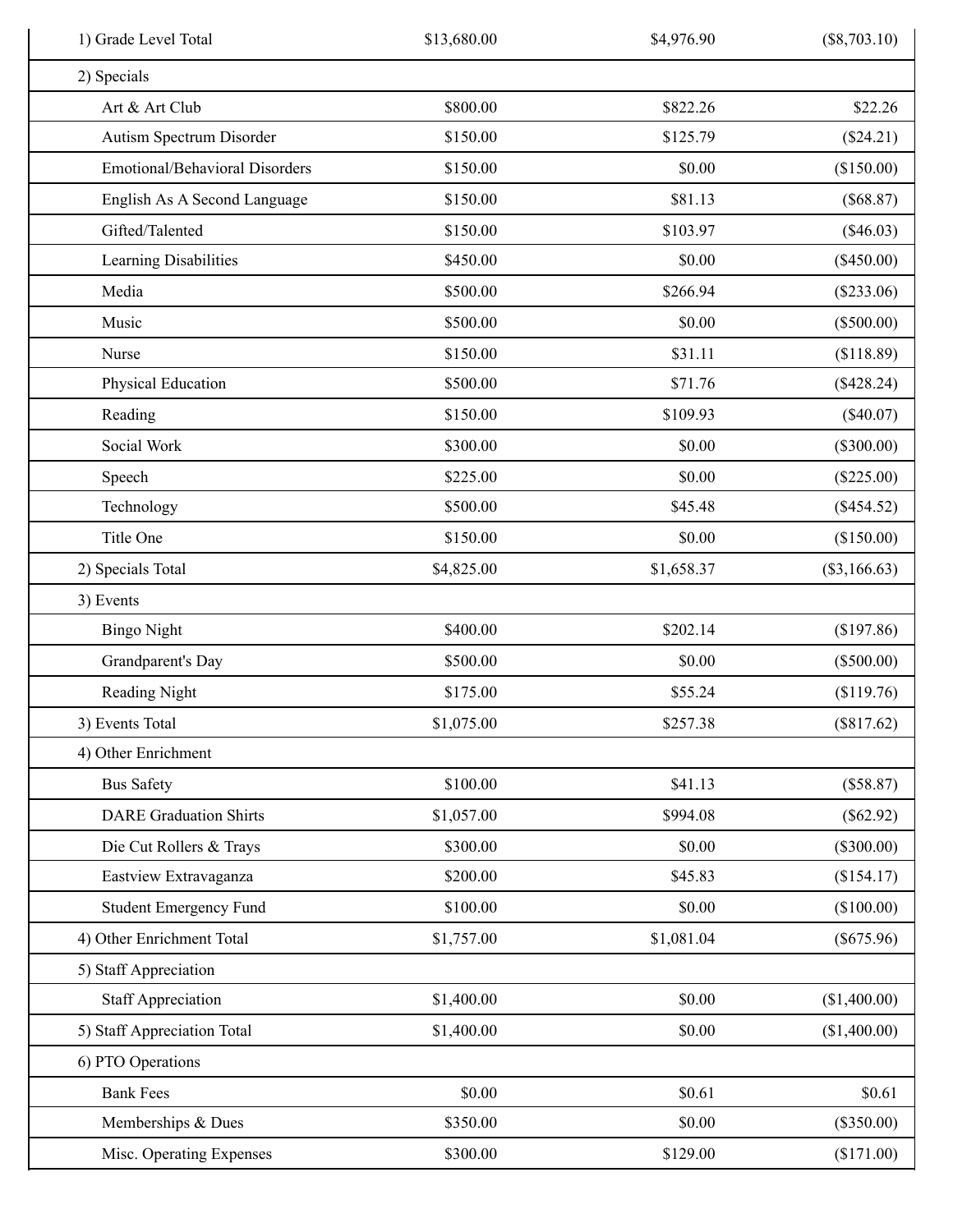| | | | |
|---|---|---|---|
| 1) Grade Level Total | $13,680.00 | $4,976.90 | ($8,703.10) |
| 2) Specials | | | |
| Art & Art Club | $800.00 | $822.26 | $22.26 |
| Autism Spectrum Disorder | $150.00 | $125.79 | ($24.21) |
| Emotional/Behavioral Disorders | $150.00 | $0.00 | ($150.00) |
| English As A Second Language | $150.00 | $81.13 | ($68.87) |
| Gifted/Talented | $150.00 | $103.97 | ($46.03) |
| Learning Disabilities | $450.00 | $0.00 | ($450.00) |
| Media | $500.00 | $266.94 | ($233.06) |
| Music | $500.00 | $0.00 | ($500.00) |
| Nurse | $150.00 | $31.11 | ($118.89) |
| Physical Education | $500.00 | $71.76 | ($428.24) |
| Reading | $150.00 | $109.93 | ($40.07) |
| Social Work | $300.00 | $0.00 | ($300.00) |
| Speech | $225.00 | $0.00 | ($225.00) |
| Technology | $500.00 | $45.48 | ($454.52) |
| Title One | $150.00 | $0.00 | ($150.00) |
| 2) Specials Total | $4,825.00 | $1,658.37 | ($3,166.63) |
| 3) Events | | | |
| Bingo Night | $400.00 | $202.14 | ($197.86) |
| Grandparent's Day | $500.00 | $0.00 | ($500.00) |
| Reading Night | $175.00 | $55.24 | ($119.76) |
| 3) Events Total | $1,075.00 | $257.38 | ($817.62) |
| 4) Other Enrichment | | | |
| Bus Safety | $100.00 | $41.13 | ($58.87) |
| DARE Graduation Shirts | $1,057.00 | $994.08 | ($62.92) |
| Die Cut Rollers & Trays | $300.00 | $0.00 | ($300.00) |
| Eastview Extravaganza | $200.00 | $45.83 | ($154.17) |
| Student Emergency Fund | $100.00 | $0.00 | ($100.00) |
| 4) Other Enrichment Total | $1,757.00 | $1,081.04 | ($675.96) |
| 5) Staff Appreciation | | | |
| Staff Appreciation | $1,400.00 | $0.00 | ($1,400.00) |
| 5) Staff Appreciation Total | $1,400.00 | $0.00 | ($1,400.00) |
| 6) PTO Operations | | | |
| Bank Fees | $0.00 | $0.61 | $0.61 |
| Memberships & Dues | $350.00 | $0.00 | ($350.00) |
| Misc. Operating Expenses | $300.00 | $129.00 | ($171.00) |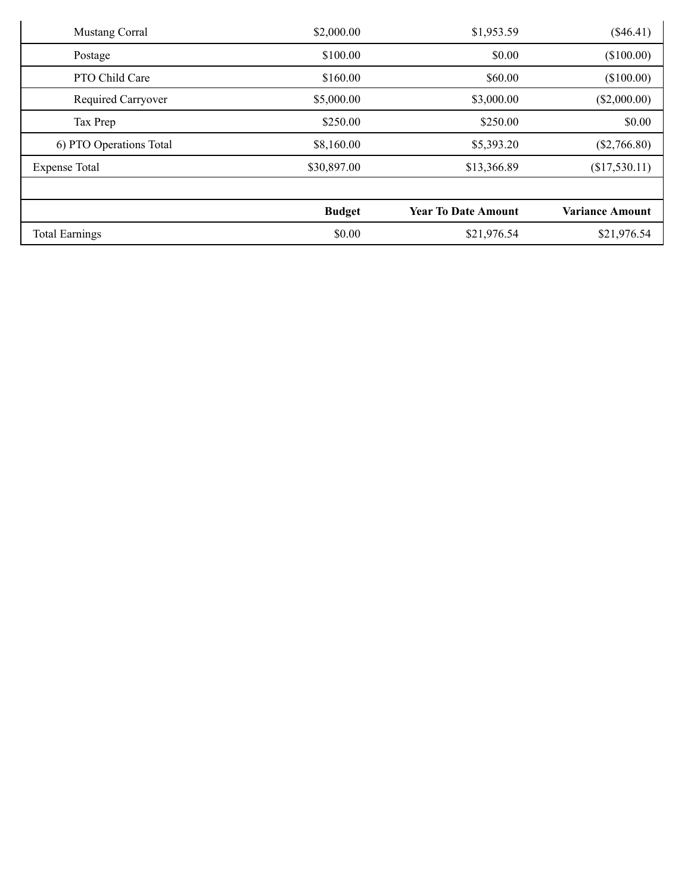| | | | |
|---|---|---|---|
| Mustang Corral | $2,000.00 | $1,953.59 | ($46.41) |
| Postage | $100.00 | $0.00 | ($100.00) |
| PTO Child Care | $160.00 | $60.00 | ($100.00) |
| Required Carryover | $5,000.00 | $3,000.00 | ($2,000.00) |
| Tax Prep | $250.00 | $250.00 | $0.00 |
| 6) PTO Operations Total | $8,160.00 | $5,393.20 | ($2,766.80) |
| Expense Total | $30,897.00 | $13,366.89 | ($17,530.11) |
| | | | |
| | **Budget** | **Year To Date Amount** | **Variance Amount** |
| Total Earnings | $0.00 | $21,976.54 | $21,976.54 |